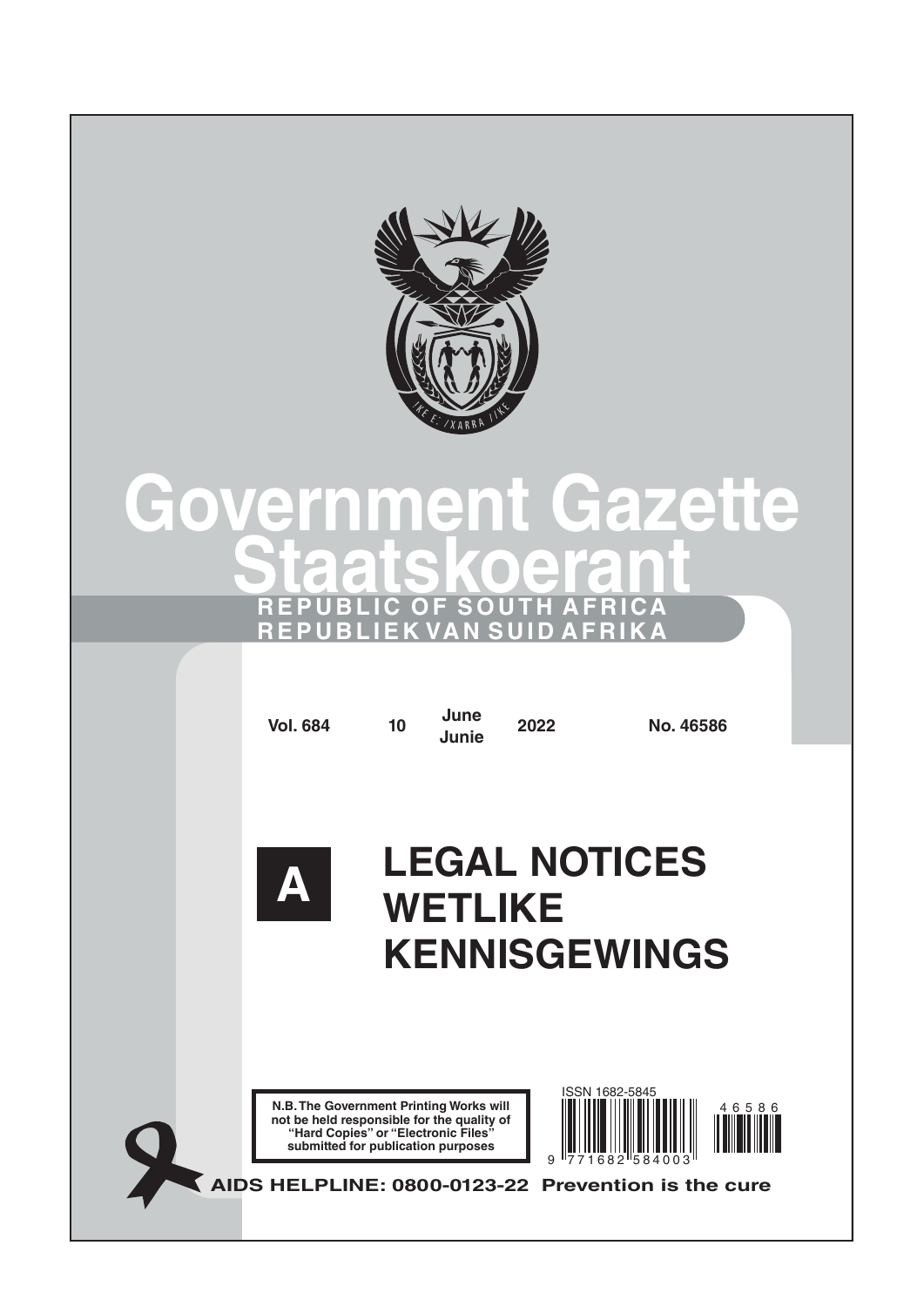# Government Gazette
# Staatskoerant

**REPUBLIC OF SOUTH AFRICA**
**REPUBLIEK VAN SUID AFRIKA**

| Vol. 684 | 10 | June Junie | 2022 | No. 46586 |
|---|---|---|---|---|

# A LEGAL NOTICES
# WETLIKE KENNISGEWINGS

**N.B. The Government Printing Works will not be held responsible for the quality of "Hard Copies" or "Electronic Files" submitted for publication purposes**

ISSN 1682-5845

**AIDS HELPLINE: 0800-0123-22 Prevention is the cure**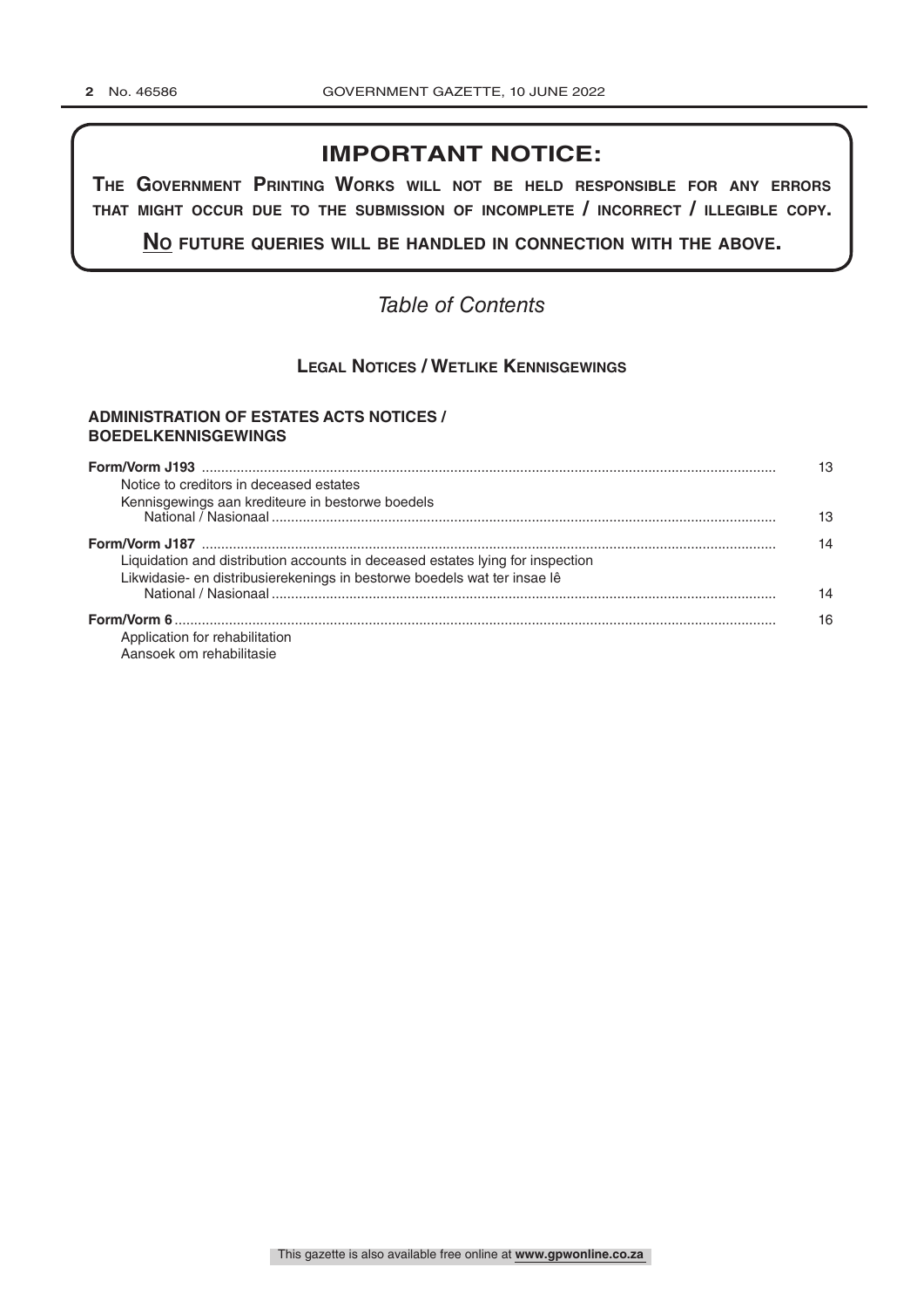## IMPORTANT NOTICE:

**THE GOVERNMENT PRINTING WORKS WILL NOT BE HELD RESPONSIBLE FOR ANY ERRORS THAT MIGHT OCCUR DUE TO THE SUBMISSION OF INCOMPLETE / INCORRECT / ILLEGIBLE COPY.**

**NO FUTURE QUERIES WILL BE HANDLED IN CONNECTION WITH THE ABOVE.**

*Table of Contents*

### LEGAL NOTICES / WETLIKE KENNISGEWINGS

#### ADMINISTRATION OF ESTATES ACTS NOTICES / BOEDELKENNISGEWINGS

**Form/Vorm J193** ............................................................ 13
Notice to creditors in deceased estates
Kennisgewings aan krediteure in bestorwe boedels
National / Nasionaal ............................................................ 13

**Form/Vorm J187** ............................................................ 14
Liquidation and distribution accounts in deceased estates lying for inspection
Likwidasie- en distribusierekenings in bestorwe boedels wat ter insae lê
National / Nasionaal ............................................................ 14

**Form/Vorm 6** ............................................................ 16
Application for rehabilitation
Aansoek om rehabilitasie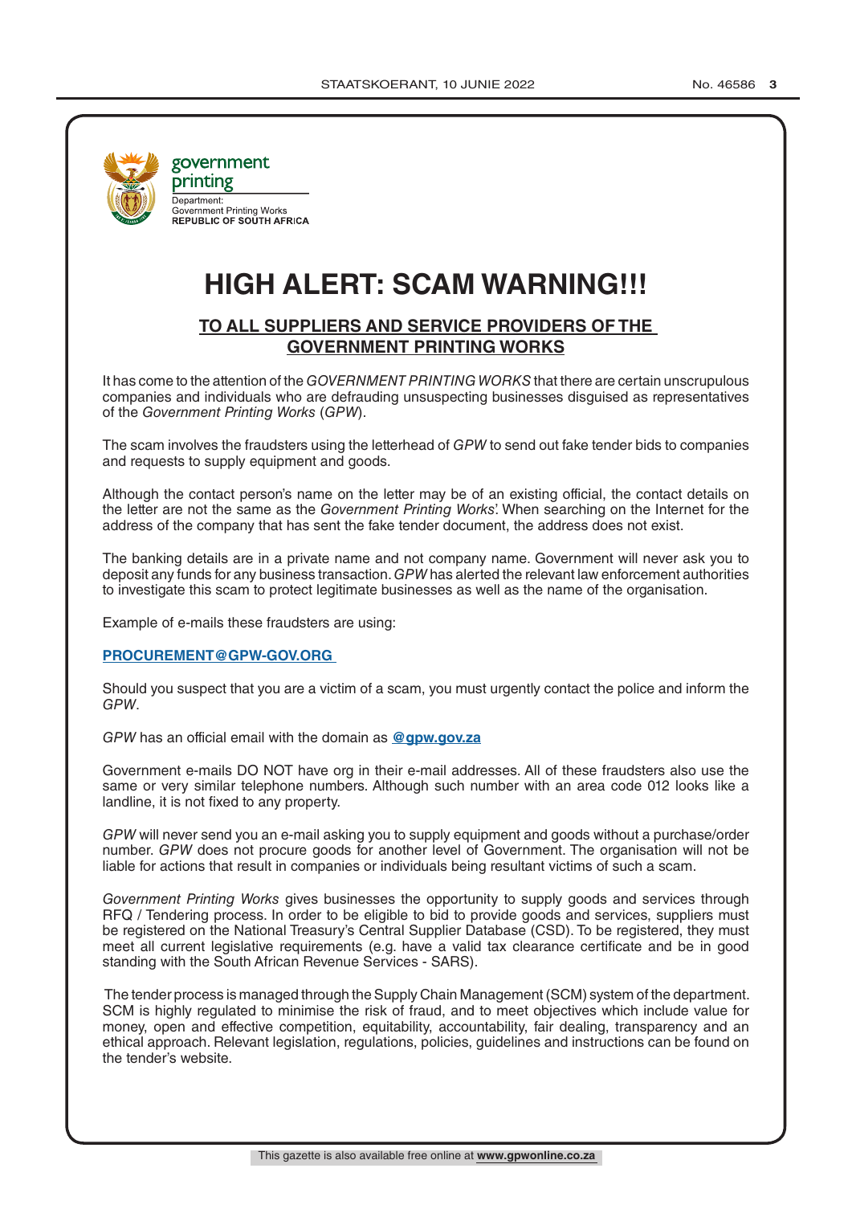government printing

Department:
Government Printing Works
REPUBLIC OF SOUTH AFRICA

# HIGH ALERT: SCAM WARNING!!!

## TO ALL SUPPLIERS AND SERVICE PROVIDERS OF THE GOVERNMENT PRINTING WORKS

It has come to the attention of the *GOVERNMENT PRINTING WORKS* that there are certain unscrupulous companies and individuals who are defrauding unsuspecting businesses disguised as representatives of the *Government Printing Works* (*GPW*).

The scam involves the fraudsters using the letterhead of *GPW* to send out fake tender bids to companies and requests to supply equipment and goods.

Although the contact person's name on the letter may be of an existing official, the contact details on the letter are not the same as the *Government Printing Works*'. When searching on the Internet for the address of the company that has sent the fake tender document, the address does not exist.

The banking details are in a private name and not company name. Government will never ask you to deposit any funds for any business transaction. *GPW* has alerted the relevant law enforcement authorities to investigate this scam to protect legitimate businesses as well as the name of the organisation.

Example of e-mails these fraudsters are using:

**PROCUREMENT@GPW-GOV.ORG**

Should you suspect that you are a victim of a scam, you must urgently contact the police and inform the *GPW*.

*GPW* has an official email with the domain as **@gpw.gov.za**

Government e-mails DO NOT have org in their e-mail addresses. All of these fraudsters also use the same or very similar telephone numbers. Although such number with an area code 012 looks like a landline, it is not fixed to any property.

*GPW* will never send you an e-mail asking you to supply equipment and goods without a purchase/order number. *GPW* does not procure goods for another level of Government. The organisation will not be liable for actions that result in companies or individuals being resultant victims of such a scam.

*Government Printing Works* gives businesses the opportunity to supply goods and services through RFQ / Tendering process. In order to be eligible to bid to provide goods and services, suppliers must be registered on the National Treasury's Central Supplier Database (CSD). To be registered, they must meet all current legislative requirements (e.g. have a valid tax clearance certificate and be in good standing with the South African Revenue Services - SARS).

The tender process is managed through the Supply Chain Management (SCM) system of the department. SCM is highly regulated to minimise the risk of fraud, and to meet objectives which include value for money, open and effective competition, equitability, accountability, fair dealing, transparency and an ethical approach. Relevant legislation, regulations, policies, guidelines and instructions can be found on the tender's website.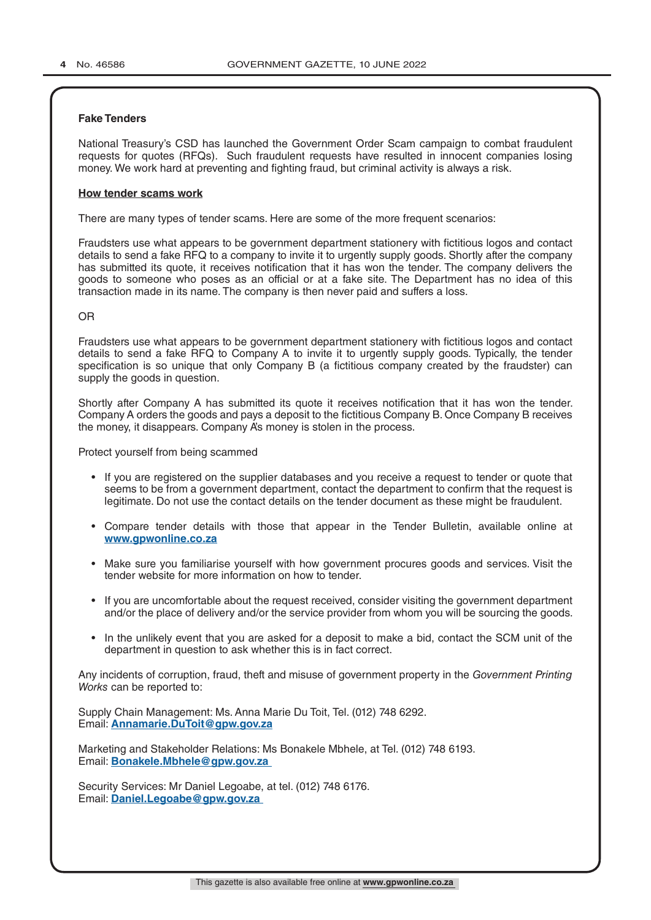**Fake Tenders**

National Treasury's CSD has launched the Government Order Scam campaign to combat fraudulent requests for quotes (RFQs). Such fraudulent requests have resulted in innocent companies losing money. We work hard at preventing and fighting fraud, but criminal activity is always a risk.

**How tender scams work**

There are many types of tender scams. Here are some of the more frequent scenarios:

Fraudsters use what appears to be government department stationery with fictitious logos and contact details to send a fake RFQ to a company to invite it to urgently supply goods. Shortly after the company has submitted its quote, it receives notification that it has won the tender. The company delivers the goods to someone who poses as an official or at a fake site. The Department has no idea of this transaction made in its name. The company is then never paid and suffers a loss.

OR

Fraudsters use what appears to be government department stationery with fictitious logos and contact details to send a fake RFQ to Company A to invite it to urgently supply goods. Typically, the tender specification is so unique that only Company B (a fictitious company created by the fraudster) can supply the goods in question.

Shortly after Company A has submitted its quote it receives notification that it has won the tender. Company A orders the goods and pays a deposit to the fictitious Company B. Once Company B receives the money, it disappears. Company A's money is stolen in the process.

Protect yourself from being scammed

- If you are registered on the supplier databases and you receive a request to tender or quote that seems to be from a government department, contact the department to confirm that the request is legitimate. Do not use the contact details on the tender document as these might be fraudulent.
- Compare tender details with those that appear in the Tender Bulletin, available online at **www.gpwonline.co.za**
- Make sure you familiarise yourself with how government procures goods and services. Visit the tender website for more information on how to tender.
- If you are uncomfortable about the request received, consider visiting the government department and/or the place of delivery and/or the service provider from whom you will be sourcing the goods.
- In the unlikely event that you are asked for a deposit to make a bid, contact the SCM unit of the department in question to ask whether this is in fact correct.

Any incidents of corruption, fraud, theft and misuse of government property in the *Government Printing Works* can be reported to:

Supply Chain Management: Ms. Anna Marie Du Toit, Tel. (012) 748 6292.
Email: **Annamarie.DuToit@gpw.gov.za**

Marketing and Stakeholder Relations: Ms Bonakele Mbhele, at Tel. (012) 748 6193.
Email: **Bonakele.Mbhele@gpw.gov.za**

Security Services: Mr Daniel Legoabe, at tel. (012) 748 6176.
Email: **Daniel.Legoabe@gpw.gov.za**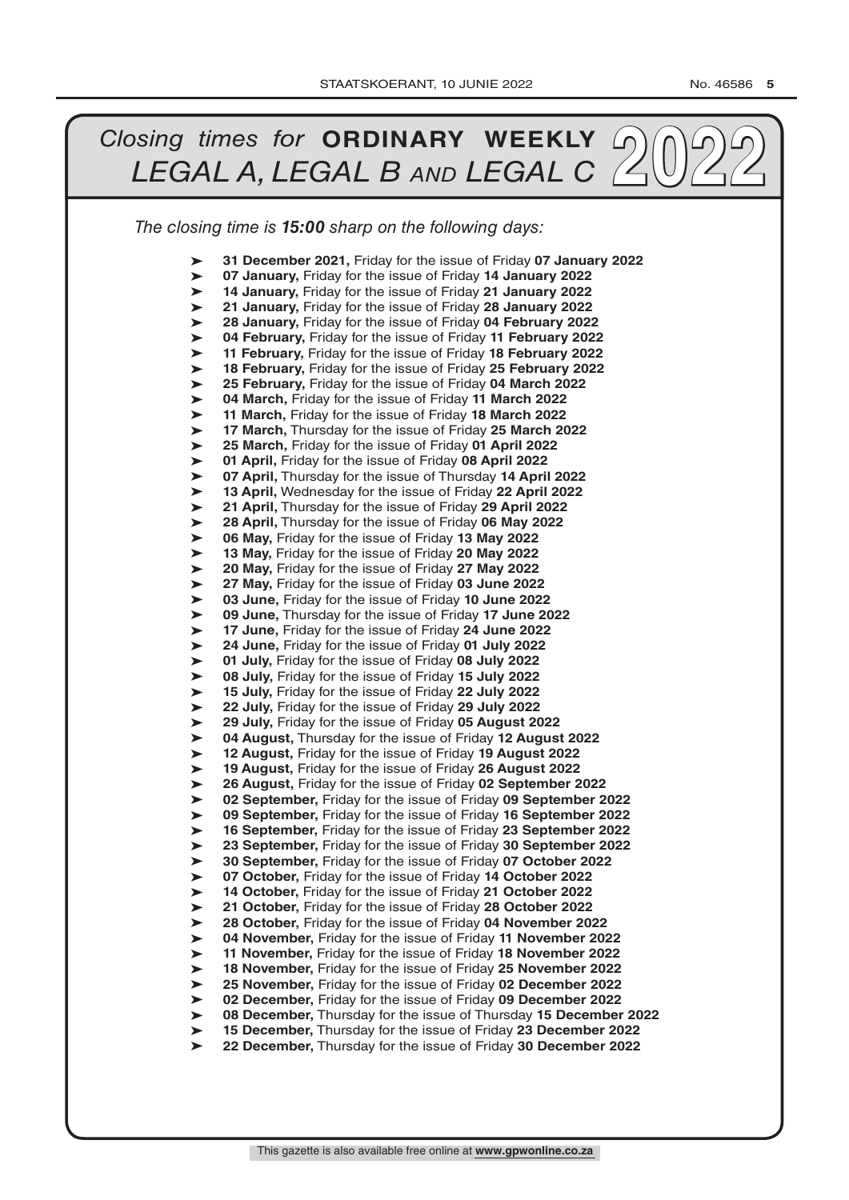# *Closing times for* **ORDINARY WEEKLY** *LEGAL A, LEGAL B AND LEGAL C* 2022

*The closing time is **15:00** sharp on the following days:*

- **31 December 2021,** Friday for the issue of Friday **07 January 2022**
- **07 January,** Friday for the issue of Friday **14 January 2022**
- **14 January,** Friday for the issue of Friday **21 January 2022**
- **21 January,** Friday for the issue of Friday **28 January 2022**
- **28 January,** Friday for the issue of Friday **04 February 2022**
- **04 February,** Friday for the issue of Friday **11 February 2022**
- **11 February,** Friday for the issue of Friday **18 February 2022**
- **18 February,** Friday for the issue of Friday **25 February 2022**
- **25 February,** Friday for the issue of Friday **04 March 2022**
- **04 March,** Friday for the issue of Friday **11 March 2022**
- **11 March,** Friday for the issue of Friday **18 March 2022**
- **17 March,** Thursday for the issue of Friday **25 March 2022**
- **25 March,** Friday for the issue of Friday **01 April 2022**
- **01 April,** Friday for the issue of Friday **08 April 2022**
- **07 April,** Thursday for the issue of Thursday **14 April 2022**
- **13 April,** Wednesday for the issue of Friday **22 April 2022**
- **21 April,** Thursday for the issue of Friday **29 April 2022**
- **28 April,** Thursday for the issue of Friday **06 May 2022**
- **06 May,** Friday for the issue of Friday **13 May 2022**
- **13 May,** Friday for the issue of Friday **20 May 2022**
- **20 May,** Friday for the issue of Friday **27 May 2022**
- **27 May,** Friday for the issue of Friday **03 June 2022**
- **03 June,** Friday for the issue of Friday **10 June 2022**
- **09 June,** Thursday for the issue of Friday **17 June 2022**
- **17 June,** Friday for the issue of Friday **24 June 2022**
- **24 June,** Friday for the issue of Friday **01 July 2022**
- **01 July,** Friday for the issue of Friday **08 July 2022**
- **08 July,** Friday for the issue of Friday **15 July 2022**
- **15 July,** Friday for the issue of Friday **22 July 2022**
- **22 July,** Friday for the issue of Friday **29 July 2022**
- **29 July,** Friday for the issue of Friday **05 August 2022**
- **04 August,** Thursday for the issue of Friday **12 August 2022**
- **12 August,** Friday for the issue of Friday **19 August 2022**
- **19 August,** Friday for the issue of Friday **26 August 2022**
- **26 August,** Friday for the issue of Friday **02 September 2022**
- **02 September,** Friday for the issue of Friday **09 September 2022**
- **09 September,** Friday for the issue of Friday **16 September 2022**
- **16 September,** Friday for the issue of Friday **23 September 2022**
- **23 September,** Friday for the issue of Friday **30 September 2022**
- **30 September,** Friday for the issue of Friday **07 October 2022**
- **07 October,** Friday for the issue of Friday **14 October 2022**
- **14 October,** Friday for the issue of Friday **21 October 2022**
- **21 October,** Friday for the issue of Friday **28 October 2022**
- **28 October,** Friday for the issue of Friday **04 November 2022**
- **04 November,** Friday for the issue of Friday **11 November 2022**
- **11 November,** Friday for the issue of Friday **18 November 2022**
- **18 November,** Friday for the issue of Friday **25 November 2022**
- **25 November,** Friday for the issue of Friday **02 December 2022**
- **02 December,** Friday for the issue of Friday **09 December 2022**
- **08 December,** Thursday for the issue of Thursday **15 December 2022**
- **15 December,** Thursday for the issue of Friday **23 December 2022**
- **22 December,** Thursday for the issue of Friday **30 December 2022**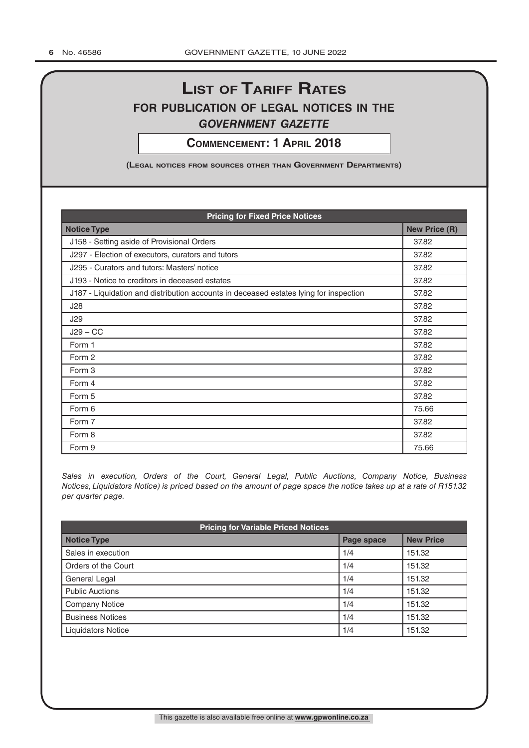# LIST OF TARIFF RATES

## FOR PUBLICATION OF LEGAL NOTICES IN THE *GOVERNMENT GAZETTE*

### COMMENCEMENT: 1 APRIL 2018

**(LEGAL NOTICES FROM SOURCES OTHER THAN GOVERNMENT DEPARTMENTS)**

| Pricing for Fixed Price Notices | |
|---|---|
| **Notice Type** | **New Price (R)** |
| J158 - Setting aside of Provisional Orders | 37.82 |
| J297 - Election of executors, curators and tutors | 37.82 |
| J295 - Curators and tutors: Masters' notice | 37.82 |
| J193 - Notice to creditors in deceased estates | 37.82 |
| J187 - Liquidation and distribution accounts in deceased estates lying for inspection | 37.82 |
| J28 | 37.82 |
| J29 | 37.82 |
| J29 – CC | 37.82 |
| Form 1 | 37.82 |
| Form 2 | 37.82 |
| Form 3 | 37.82 |
| Form 4 | 37.82 |
| Form 5 | 37.82 |
| Form 6 | 75.66 |
| Form 7 | 37.82 |
| Form 8 | 37.82 |
| Form 9 | 75.66 |

*Sales in execution, Orders of the Court, General Legal, Public Auctions, Company Notice, Business Notices, Liquidators Notice) is priced based on the amount of page space the notice takes up at a rate of R151.32 per quarter page.*

| Pricing for Variable Priced Notices | | |
|---|---|---|
| **Notice Type** | **Page space** | **New Price** |
| Sales in execution | 1/4 | 151.32 |
| Orders of the Court | 1/4 | 151.32 |
| General Legal | 1/4 | 151.32 |
| Public Auctions | 1/4 | 151.32 |
| Company Notice | 1/4 | 151.32 |
| Business Notices | 1/4 | 151.32 |
| Liquidators Notice | 1/4 | 151.32 |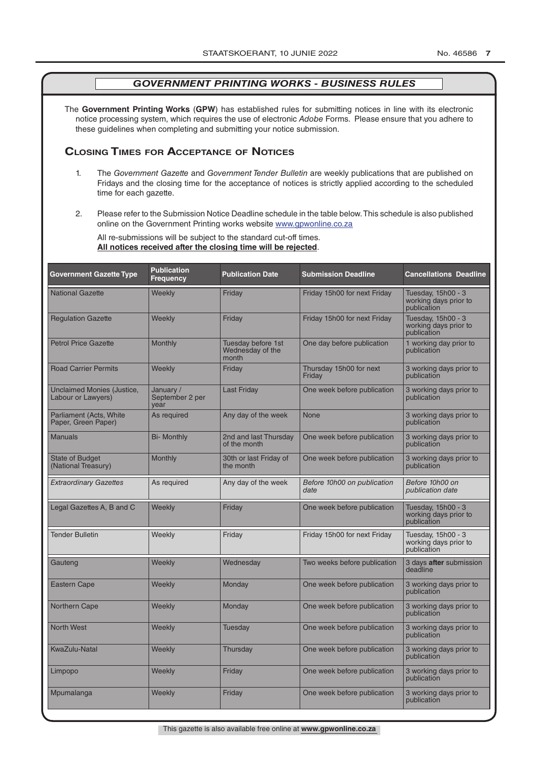## *GOVERNMENT PRINTING WORKS - BUSINESS RULES*

The **Government Printing Works** (**GPW**) has established rules for submitting notices in line with its electronic notice processing system, which requires the use of electronic *Adobe* Forms. Please ensure that you adhere to these guidelines when completing and submitting your notice submission.

## Closing Times for Acceptance of Notices

1. The *Government Gazette* and *Government Tender Bulletin* are weekly publications that are published on Fridays and the closing time for the acceptance of notices is strictly applied according to the scheduled time for each gazette.

2. Please refer to the Submission Notice Deadline schedule in the table below. This schedule is also published online on the Government Printing works website www.gpwonline.co.za

   All re-submissions will be subject to the standard cut-off times.
   **All notices received after the closing time will be rejected**.

| Government Gazette Type | Publication Frequency | Publication Date | Submission Deadline | Cancellations Deadline |
|---|---|---|---|---|
| National Gazette | Weekly | Friday | Friday 15h00 for next Friday | Tuesday, 15h00 - 3 working days prior to publication |
| Regulation Gazette | Weekly | Friday | Friday 15h00 for next Friday | Tuesday, 15h00 - 3 working days prior to publication |
| Petrol Price Gazette | Monthly | Tuesday before 1st Wednesday of the month | One day before publication | 1 working day prior to publication |
| Road Carrier Permits | Weekly | Friday | Thursday 15h00 for next Friday | 3 working days prior to publication |
| Unclaimed Monies (Justice, Labour or Lawyers) | January / September 2 per year | Last Friday | One week before publication | 3 working days prior to publication |
| Parliament (Acts, White Paper, Green Paper) | As required | Any day of the week | None | 3 working days prior to publication |
| Manuals | Bi- Monthly | 2nd and last Thursday of the month | One week before publication | 3 working days prior to publication |
| State of Budget (National Treasury) | Monthly | 30th or last Friday of the month | One week before publication | 3 working days prior to publication |
| *Extraordinary Gazettes* | As required | Any day of the week | *Before 10h00 on publication date* | *Before 10h00 on publication date* |
| Legal Gazettes A, B and C | Weekly | Friday | One week before publication | Tuesday, 15h00 - 3 working days prior to publication |
| Tender Bulletin | Weekly | Friday | Friday 15h00 for next Friday | Tuesday, 15h00 - 3 working days prior to publication |
| Gauteng | Weekly | Wednesday | Two weeks before publication | 3 days **after** submission deadline |
| Eastern Cape | Weekly | Monday | One week before publication | 3 working days prior to publication |
| Northern Cape | Weekly | Monday | One week before publication | 3 working days prior to publication |
| North West | Weekly | Tuesday | One week before publication | 3 working days prior to publication |
| KwaZulu-Natal | Weekly | Thursday | One week before publication | 3 working days prior to publication |
| Limpopo | Weekly | Friday | One week before publication | 3 working days prior to publication |
| Mpumalanga | Weekly | Friday | One week before publication | 3 working days prior to publication |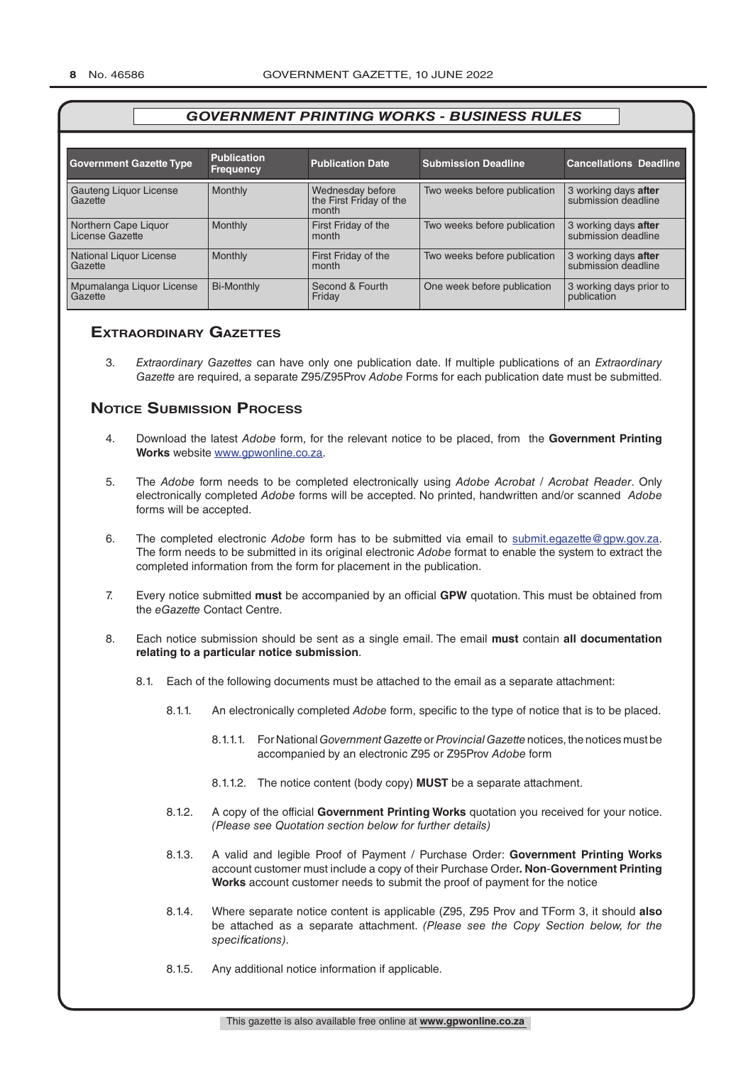## *GOVERNMENT PRINTING WORKS - BUSINESS RULES*

| Government Gazette Type | Publication Frequency | Publication Date | Submission Deadline | Cancellations Deadline |
|---|---|---|---|---|
| Gauteng Liquor License Gazette | Monthly | Wednesday before the First Friday of the month | Two weeks before publication | 3 working days **after** submission deadline |
| Northern Cape Liquor License Gazette | Monthly | First Friday of the month | Two weeks before publication | 3 working days **after** submission deadline |
| National Liquor License Gazette | Monthly | First Friday of the month | Two weeks before publication | 3 working days **after** submission deadline |
| Mpumalanga Liquor License Gazette | Bi-Monthly | Second & Fourth Friday | One week before publication | 3 working days prior to publication |

## Extraordinary Gazettes

3. *Extraordinary Gazettes* can have only one publication date. If multiple publications of an *Extraordinary Gazette* are required, a separate Z95/Z95Prov *Adobe* Forms for each publication date must be submitted.

## Notice Submission Process

4. Download the latest *Adobe* form, for the relevant notice to be placed, from the **Government Printing Works** website www.gpwonline.co.za.

5. The *Adobe* form needs to be completed electronically using *Adobe Acrobat* / *Acrobat Reader*. Only electronically completed *Adobe* forms will be accepted. No printed, handwritten and/or scanned *Adobe* forms will be accepted.

6. The completed electronic *Adobe* form has to be submitted via email to submit.egazette@gpw.gov.za. The form needs to be submitted in its original electronic *Adobe* format to enable the system to extract the completed information from the form for placement in the publication.

7. Every notice submitted **must** be accompanied by an official **GPW** quotation. This must be obtained from the *eGazette* Contact Centre.

8. Each notice submission should be sent as a single email. The email **must** contain **all documentation relating to a particular notice submission**.

   8.1. Each of the following documents must be attached to the email as a separate attachment:

   8.1.1. An electronically completed *Adobe* form, specific to the type of notice that is to be placed.

   8.1.1.1. For National *Government Gazette* or *Provincial Gazette* notices, the notices must be accompanied by an electronic Z95 or Z95Prov *Adobe* form

   8.1.1.2. The notice content (body copy) **MUST** be a separate attachment.

   8.1.2. A copy of the official **Government Printing Works** quotation you received for your notice. *(Please see Quotation section below for further details)*

   8.1.3. A valid and legible Proof of Payment / Purchase Order: **Government Printing Works** account customer must include a copy of their Purchase Order**. Non**-**Government Printing Works** account customer needs to submit the proof of payment for the notice

   8.1.4. Where separate notice content is applicable (Z95, Z95 Prov and TForm 3, it should **also** be attached as a separate attachment. *(Please see the Copy Section below, for the specifications)*.

   8.1.5. Any additional notice information if applicable.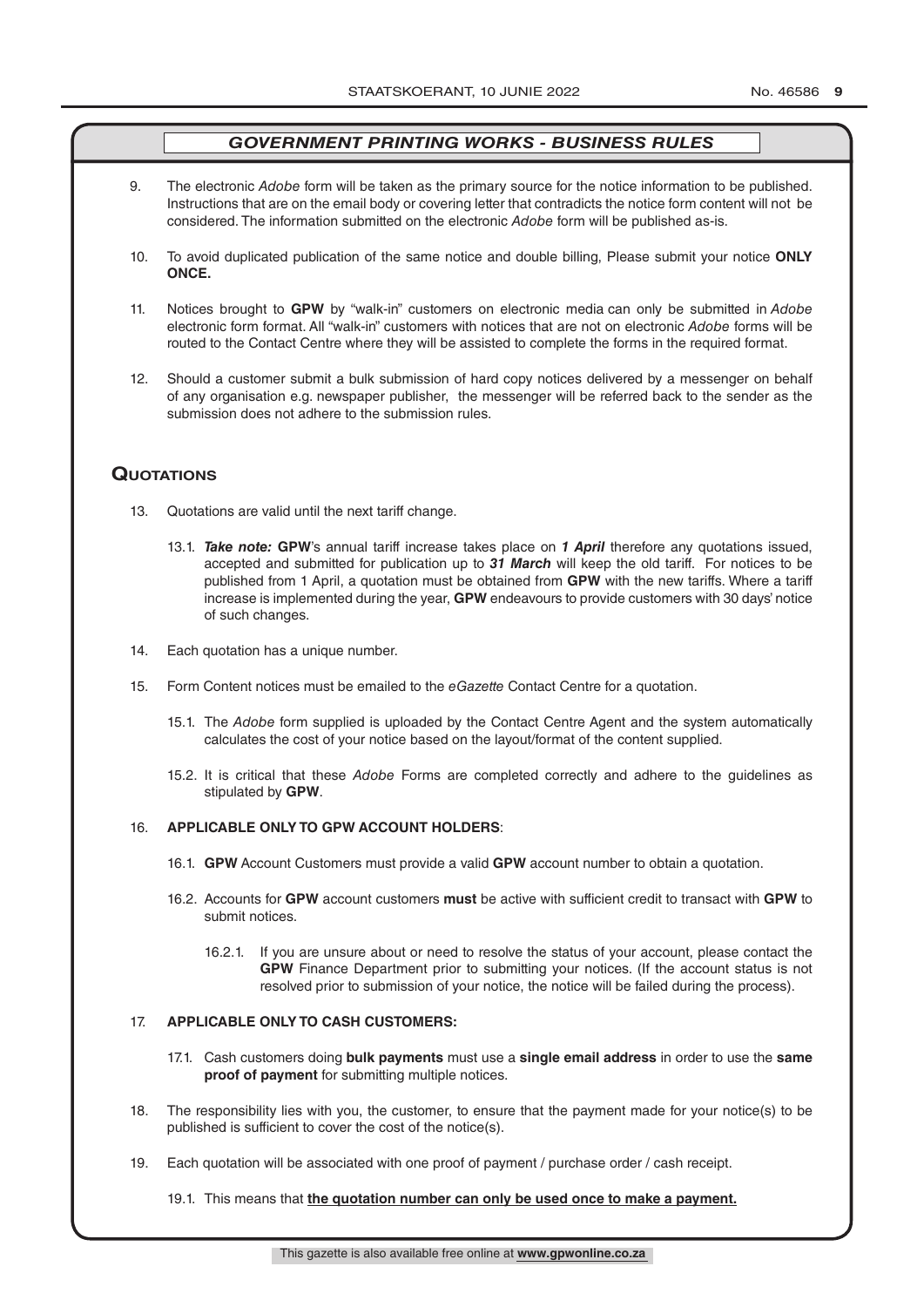## *GOVERNMENT PRINTING WORKS - BUSINESS RULES*

9. The electronic *Adobe* form will be taken as the primary source for the notice information to be published. Instructions that are on the email body or covering letter that contradicts the notice form content will not be considered. The information submitted on the electronic *Adobe* form will be published as-is.

10. To avoid duplicated publication of the same notice and double billing, Please submit your notice **ONLY ONCE.**

11. Notices brought to **GPW** by "walk-in" customers on electronic media can only be submitted in *Adobe* electronic form format. All "walk-in" customers with notices that are not on electronic *Adobe* forms will be routed to the Contact Centre where they will be assisted to complete the forms in the required format.

12. Should a customer submit a bulk submission of hard copy notices delivered by a messenger on behalf of any organisation e.g. newspaper publisher, the messenger will be referred back to the sender as the submission does not adhere to the submission rules.

## Quotations

13. Quotations are valid until the next tariff change.

    13.1. ***Take note:*** **GPW**'s annual tariff increase takes place on ***1 April*** therefore any quotations issued, accepted and submitted for publication up to ***31 March*** will keep the old tariff. For notices to be published from 1 April, a quotation must be obtained from **GPW** with the new tariffs. Where a tariff increase is implemented during the year, **GPW** endeavours to provide customers with 30 days' notice of such changes.

14. Each quotation has a unique number.

15. Form Content notices must be emailed to the *eGazette* Contact Centre for a quotation.

    15.1. The *Adobe* form supplied is uploaded by the Contact Centre Agent and the system automatically calculates the cost of your notice based on the layout/format of the content supplied.

    15.2. It is critical that these *Adobe* Forms are completed correctly and adhere to the guidelines as stipulated by **GPW**.

16. **APPLICABLE ONLY TO GPW ACCOUNT HOLDERS**:

    16.1. **GPW** Account Customers must provide a valid **GPW** account number to obtain a quotation.

    16.2. Accounts for **GPW** account customers **must** be active with sufficient credit to transact with **GPW** to submit notices.

    16.2.1. If you are unsure about or need to resolve the status of your account, please contact the **GPW** Finance Department prior to submitting your notices. (If the account status is not resolved prior to submission of your notice, the notice will be failed during the process).

17. **APPLICABLE ONLY TO CASH CUSTOMERS:**

    17.1. Cash customers doing **bulk payments** must use a **single email address** in order to use the **same proof of payment** for submitting multiple notices.

18. The responsibility lies with you, the customer, to ensure that the payment made for your notice(s) to be published is sufficient to cover the cost of the notice(s).

19. Each quotation will be associated with one proof of payment / purchase order / cash receipt.

    19.1. This means that **the quotation number can only be used once to make a payment.**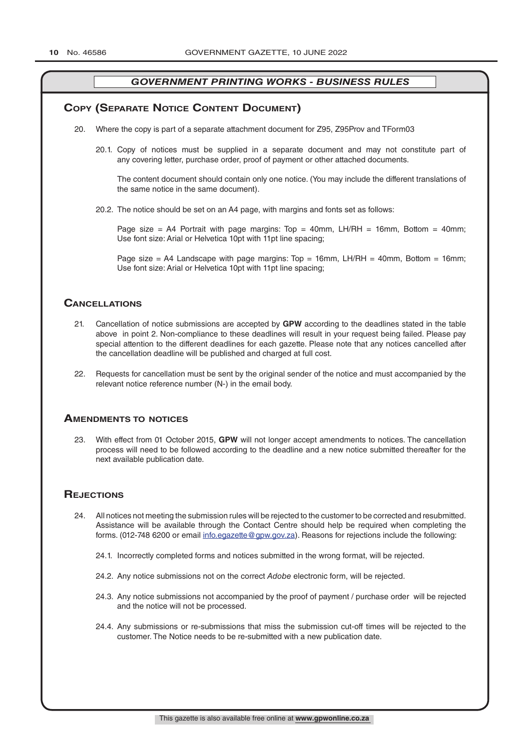## *GOVERNMENT PRINTING WORKS - BUSINESS RULES*

## Copy (Separate Notice Content Document)

20. Where the copy is part of a separate attachment document for Z95, Z95Prov and TForm03

    20.1. Copy of notices must be supplied in a separate document and may not constitute part of any covering letter, purchase order, proof of payment or other attached documents.

    The content document should contain only one notice. (You may include the different translations of the same notice in the same document).

    20.2. The notice should be set on an A4 page, with margins and fonts set as follows:

    Page size = A4 Portrait with page margins: Top = 40mm, LH/RH = 16mm, Bottom = 40mm; Use font size: Arial or Helvetica 10pt with 11pt line spacing;

    Page size = A4 Landscape with page margins: Top = 16mm, LH/RH = 40mm, Bottom = 16mm; Use font size: Arial or Helvetica 10pt with 11pt line spacing;

## Cancellations

21. Cancellation of notice submissions are accepted by **GPW** according to the deadlines stated in the table above in point 2. Non-compliance to these deadlines will result in your request being failed. Please pay special attention to the different deadlines for each gazette. Please note that any notices cancelled after the cancellation deadline will be published and charged at full cost.

22. Requests for cancellation must be sent by the original sender of the notice and must accompanied by the relevant notice reference number (N-) in the email body.

## Amendments to notices

23. With effect from 01 October 2015, **GPW** will not longer accept amendments to notices. The cancellation process will need to be followed according to the deadline and a new notice submitted thereafter for the next available publication date.

## Rejections

24. All notices not meeting the submission rules will be rejected to the customer to be corrected and resubmitted. Assistance will be available through the Contact Centre should help be required when completing the forms. (012-748 6200 or email info.egazette@gpw.gov.za). Reasons for rejections include the following:

    24.1. Incorrectly completed forms and notices submitted in the wrong format, will be rejected.

    24.2. Any notice submissions not on the correct *Adobe* electronic form, will be rejected.

    24.3. Any notice submissions not accompanied by the proof of payment / purchase order will be rejected and the notice will not be processed.

    24.4. Any submissions or re-submissions that miss the submission cut-off times will be rejected to the customer. The Notice needs to be re-submitted with a new publication date.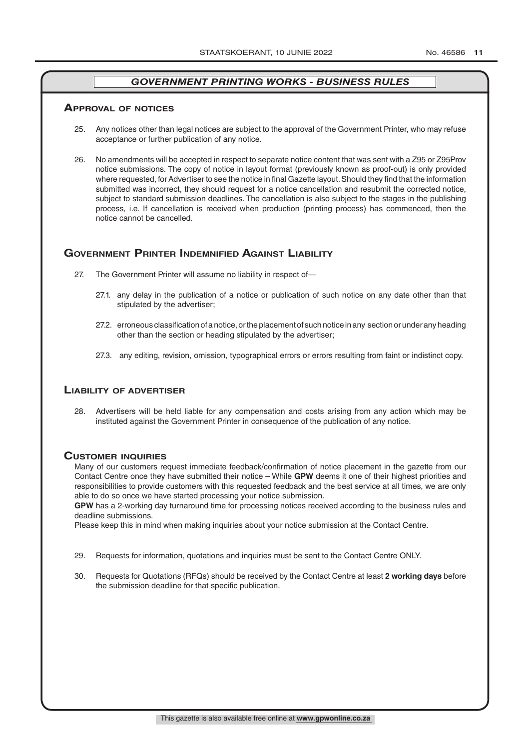## GOVERNMENT PRINTING WORKS - BUSINESS RULES

### Approval of notices

25. Any notices other than legal notices are subject to the approval of the Government Printer, who may refuse acceptance or further publication of any notice.

26. No amendments will be accepted in respect to separate notice content that was sent with a Z95 or Z95Prov notice submissions. The copy of notice in layout format (previously known as proof-out) is only provided where requested, for Advertiser to see the notice in final Gazette layout. Should they find that the information submitted was incorrect, they should request for a notice cancellation and resubmit the corrected notice, subject to standard submission deadlines. The cancellation is also subject to the stages in the publishing process, i.e. If cancellation is received when production (printing process) has commenced, then the notice cannot be cancelled.

### Government Printer Indemnified Against Liability

27. The Government Printer will assume no liability in respect of—

    27.1. any delay in the publication of a notice or publication of such notice on any date other than that stipulated by the advertiser;

    27.2. erroneous classification of a notice, or the placement of such notice in any section or under any heading other than the section or heading stipulated by the advertiser;

    27.3. any editing, revision, omission, typographical errors or errors resulting from faint or indistinct copy.

### Liability of advertiser

28. Advertisers will be held liable for any compensation and costs arising from any action which may be instituted against the Government Printer in consequence of the publication of any notice.

### Customer inquiries

Many of our customers request immediate feedback/confirmation of notice placement in the gazette from our Contact Centre once they have submitted their notice – While **GPW** deems it one of their highest priorities and responsibilities to provide customers with this requested feedback and the best service at all times, we are only able to do so once we have started processing your notice submission.

**GPW** has a 2-working day turnaround time for processing notices received according to the business rules and deadline submissions.

Please keep this in mind when making inquiries about your notice submission at the Contact Centre.

29. Requests for information, quotations and inquiries must be sent to the Contact Centre ONLY.

30. Requests for Quotations (RFQs) should be received by the Contact Centre at least **2 working days** before the submission deadline for that specific publication.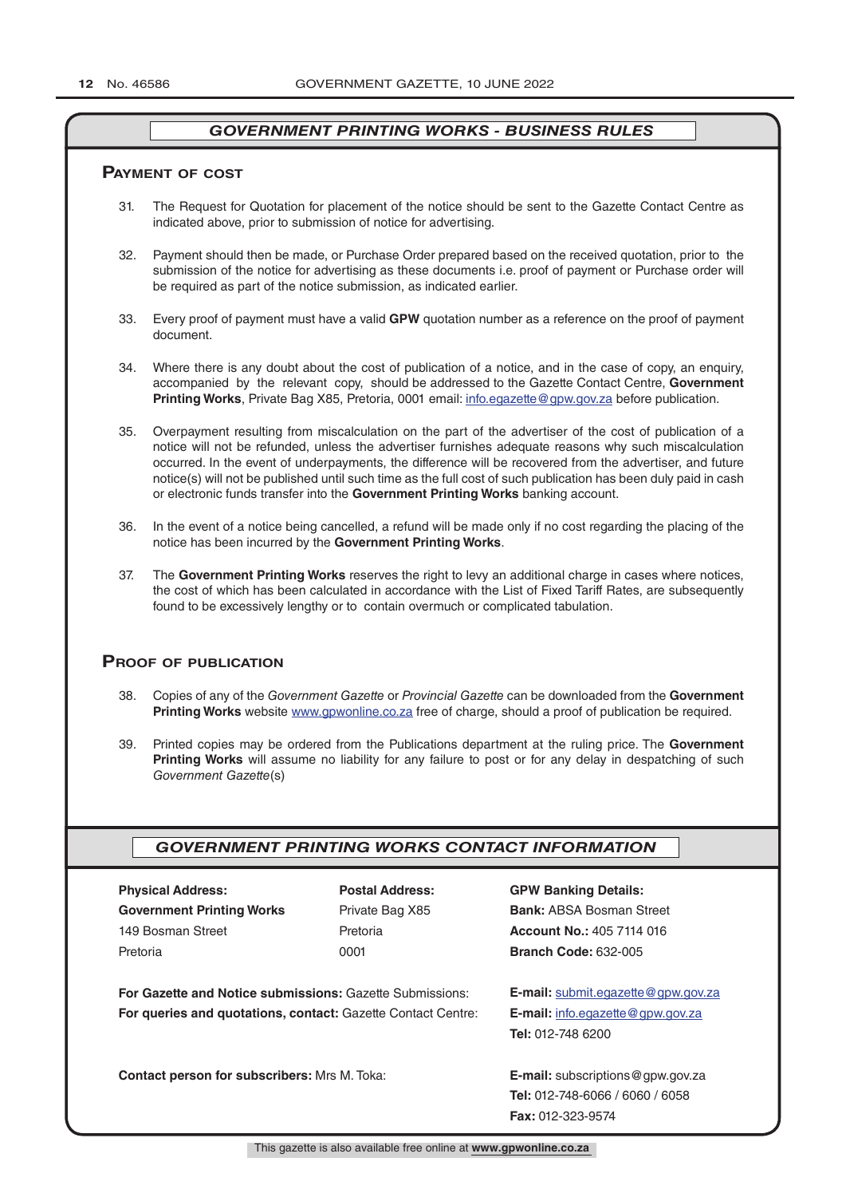## GOVERNMENT PRINTING WORKS - BUSINESS RULES

### Payment of cost

31. The Request for Quotation for placement of the notice should be sent to the Gazette Contact Centre as indicated above, prior to submission of notice for advertising.

32. Payment should then be made, or Purchase Order prepared based on the received quotation, prior to the submission of the notice for advertising as these documents i.e. proof of payment or Purchase order will be required as part of the notice submission, as indicated earlier.

33. Every proof of payment must have a valid **GPW** quotation number as a reference on the proof of payment document.

34. Where there is any doubt about the cost of publication of a notice, and in the case of copy, an enquiry, accompanied by the relevant copy, should be addressed to the Gazette Contact Centre, **Government Printing Works**, Private Bag X85, Pretoria, 0001 email: info.egazette@gpw.gov.za before publication.

35. Overpayment resulting from miscalculation on the part of the advertiser of the cost of publication of a notice will not be refunded, unless the advertiser furnishes adequate reasons why such miscalculation occurred. In the event of underpayments, the difference will be recovered from the advertiser, and future notice(s) will not be published until such time as the full cost of such publication has been duly paid in cash or electronic funds transfer into the **Government Printing Works** banking account.

36. In the event of a notice being cancelled, a refund will be made only if no cost regarding the placing of the notice has been incurred by the **Government Printing Works**.

37. The **Government Printing Works** reserves the right to levy an additional charge in cases where notices, the cost of which has been calculated in accordance with the List of Fixed Tariff Rates, are subsequently found to be excessively lengthy or to contain overmuch or complicated tabulation.

### Proof of publication

38. Copies of any of the *Government Gazette* or *Provincial Gazette* can be downloaded from the **Government Printing Works** website www.gpwonline.co.za free of charge, should a proof of publication be required.

39. Printed copies may be ordered from the Publications department at the ruling price. The **Government Printing Works** will assume no liability for any failure to post or for any delay in despatching of such *Government Gazette*(s)

## GOVERNMENT PRINTING WORKS CONTACT INFORMATION

**Physical Address:**
**Government Printing Works**
149 Bosman Street
Pretoria

**Postal Address:**
Private Bag X85
Pretoria
0001

**GPW Banking Details:**
**Bank:** ABSA Bosman Street
**Account No.:** 405 7114 016
**Branch Code:** 632-005

**For Gazette and Notice submissions:** Gazette Submissions: **E-mail:** submit.egazette@gpw.gov.za

**For queries and quotations, contact:** Gazette Contact Centre: **E-mail:** info.egazette@gpw.gov.za
**Tel:** 012-748 6200

**Contact person for subscribers:** Mrs M. Toka: **E-mail:** subscriptions@gpw.gov.za
**Tel:** 012-748-6066 / 6060 / 6058
**Fax:** 012-323-9574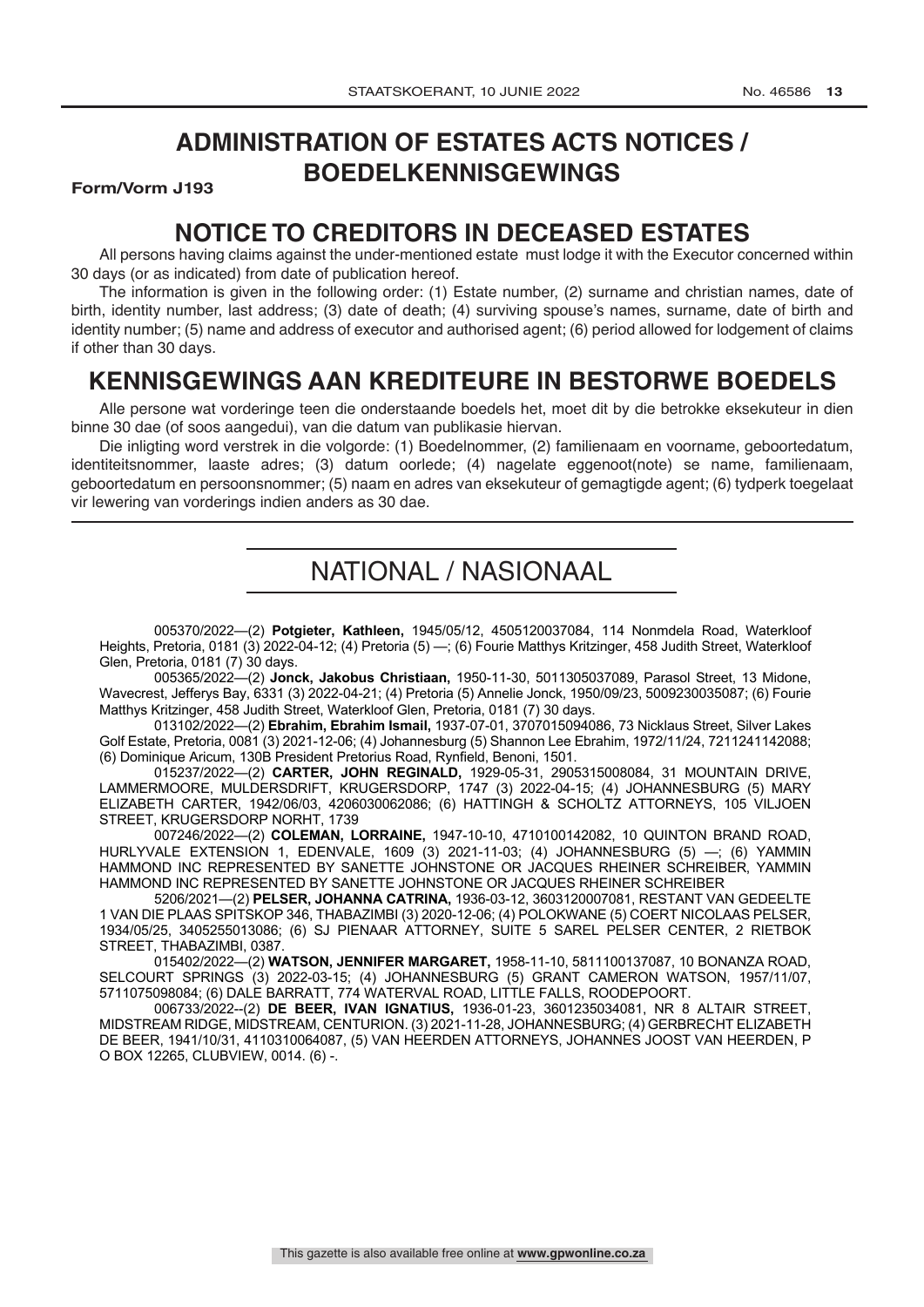# ADMINISTRATION OF ESTATES ACTS NOTICES / BOEDELKENNISGEWINGS

**Form/Vorm J193**

## NOTICE TO CREDITORS IN DECEASED ESTATES

All persons having claims against the under-mentioned estate must lodge it with the Executor concerned within 30 days (or as indicated) from date of publication hereof.

The information is given in the following order: (1) Estate number, (2) surname and christian names, date of birth, identity number, last address; (3) date of death; (4) surviving spouse's names, surname, date of birth and identity number; (5) name and address of executor and authorised agent; (6) period allowed for lodgement of claims if other than 30 days.

## KENNISGEWINGS AAN KREDITEURE IN BESTORWE BOEDELS

Alle persone wat vorderinge teen die onderstaande boedels het, moet dit by die betrokke eksekuteur in dien binne 30 dae (of soos aangedui), van die datum van publikasie hiervan.

Die inligting word verstrek in die volgorde: (1) Boedelnommer, (2) familienaam en voorname, geboortedatum, identiteitsnommer, laaste adres; (3) datum oorlede; (4) nagelate eggenoot(note) se name, familienaam, geboortedatum en persoonsnommer; (5) naam en adres van eksekuteur of gemagtigde agent; (6) tydperk toegelaat vir lewering van vorderings indien anders as 30 dae.

# NATIONAL / NASIONAAL

005370/2022—(2) **Potgieter, Kathleen,** 1945/05/12, 4505120037084, 114 Nonmdela Road, Waterkloof Heights, Pretoria, 0181 (3) 2022-04-12; (4) Pretoria (5) —; (6) Fourie Matthys Kritzinger, 458 Judith Street, Waterkloof Glen, Pretoria, 0181 (7) 30 days.

005365/2022—(2) **Jonck, Jakobus Christiaan,** 1950-11-30, 5011305037089, Parasol Street, 13 Midone, Wavecrest, Jefferys Bay, 6331 (3) 2022-04-21; (4) Pretoria (5) Annelie Jonck, 1950/09/23, 5009230035087; (6) Fourie Matthys Kritzinger, 458 Judith Street, Waterkloof Glen, Pretoria, 0181 (7) 30 days.

013102/2022—(2) **Ebrahim, Ebrahim Ismail,** 1937-07-01, 3707015094086, 73 Nicklaus Street, Silver Lakes Golf Estate, Pretoria, 0081 (3) 2021-12-06; (4) Johannesburg (5) Shannon Lee Ebrahim, 1972/11/24, 7211241142088; (6) Dominique Aricum, 130B President Pretorius Road, Rynfield, Benoni, 1501.

015237/2022—(2) **CARTER, JOHN REGINALD,** 1929-05-31, 2905315008084, 31 MOUNTAIN DRIVE, LAMMERMOORE, MULDERSDRIFT, KRUGERSDORP, 1747 (3) 2022-04-15; (4) JOHANNESBURG (5) MARY ELIZABETH CARTER, 1942/06/03, 4206030062086; (6) HATTINGH & SCHOLTZ ATTORNEYS, 105 VILJOEN STREET, KRUGERSDORP NORHT, 1739

007246/2022—(2) **COLEMAN, LORRAINE,** 1947-10-10, 4710100142082, 10 QUINTON BRAND ROAD, HURLYVALE EXTENSION 1, EDENVALE, 1609 (3) 2021-11-03; (4) JOHANNESBURG (5) —; (6) YAMMIN HAMMOND INC REPRESENTED BY SANETTE JOHNSTONE OR JACQUES RHEINER SCHREIBER, YAMMIN HAMMOND INC REPRESENTED BY SANETTE JOHNSTONE OR JACQUES RHEINER SCHREIBER

5206/2021—(2) **PELSER, JOHANNA CATRINA,** 1936-03-12, 3603120007081, RESTANT VAN GEDEELTE 1 VAN DIE PLAAS SPITSKOP 346, THABAZIMBI (3) 2020-12-06; (4) POLOKWANE (5) COERT NICOLAAS PELSER, 1934/05/25, 3405255013086; (6) SJ PIENAAR ATTORNEY, SUITE 5 SAREL PELSER CENTER, 2 RIETBOK STREET, THABAZIMBI, 0387.

015402/2022—(2) **WATSON, JENNIFER MARGARET,** 1958-11-10, 5811100137087, 10 BONANZA ROAD, SELCOURT SPRINGS (3) 2022-03-15; (4) JOHANNESBURG (5) GRANT CAMERON WATSON, 1957/11/07, 5711075098084; (6) DALE BARRATT, 774 WATERVAL ROAD, LITTLE FALLS, ROODEPOORT.

006733/2022--(2) **DE BEER, IVAN IGNATIUS,** 1936-01-23, 3601235034081, NR 8 ALTAIR STREET, MIDSTREAM RIDGE, MIDSTREAM, CENTURION. (3) 2021-11-28, JOHANNESBURG; (4) GERBRECHT ELIZABETH DE BEER, 1941/10/31, 4110310064087, (5) VAN HEERDEN ATTORNEYS, JOHANNES JOOST VAN HEERDEN, P O BOX 12265, CLUBVIEW, 0014. (6) -.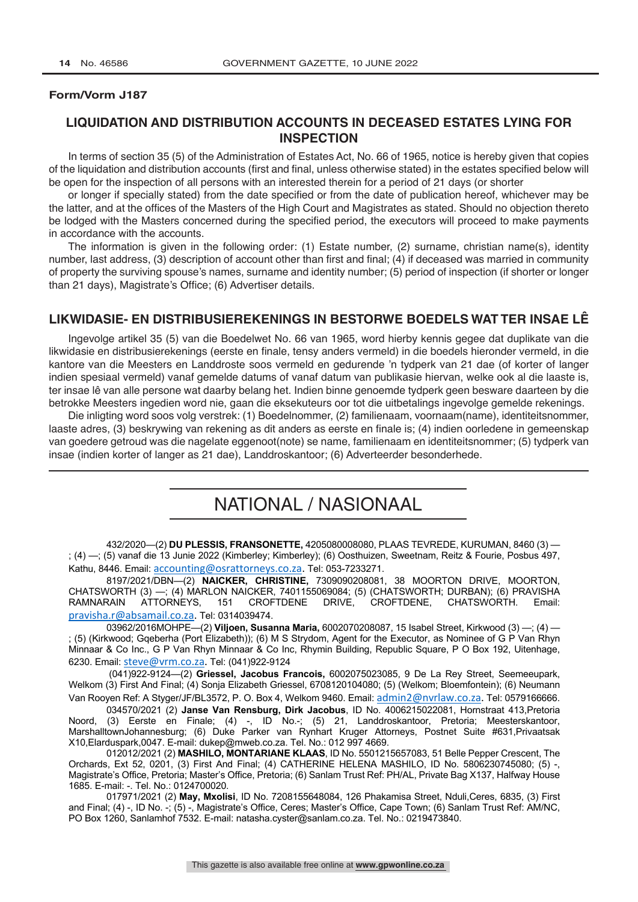**Form/Vorm J187**

## LIQUIDATION AND DISTRIBUTION ACCOUNTS IN DECEASED ESTATES LYING FOR INSPECTION

In terms of section 35 (5) of the Administration of Estates Act, No. 66 of 1965, notice is hereby given that copies of the liquidation and distribution accounts (first and final, unless otherwise stated) in the estates specified below will be open for the inspection of all persons with an interested therein for a period of 21 days (or shorter or longer if specially stated) from the date specified or from the date of publication hereof, whichever may be the latter, and at the offices of the Masters of the High Court and Magistrates as stated. Should no objection thereto be lodged with the Masters concerned during the specified period, the executors will proceed to make payments in accordance with the accounts.

The information is given in the following order: (1) Estate number, (2) surname, christian name(s), identity number, last address, (3) description of account other than first and final; (4) if deceased was married in community of property the surviving spouse's names, surname and identity number; (5) period of inspection (if shorter or longer than 21 days), Magistrate's Office; (6) Advertiser details.

## LIKWIDASIE- EN DISTRIBUSIEREKENINGS IN BESTORWE BOEDELS WAT TER INSAE LÊ

Ingevolge artikel 35 (5) van die Boedelwet No. 66 van 1965, word hierby kennis gegee dat duplikate van die likwidasie en distribusierekenings (eerste en finale, tensy anders vermeld) in die boedels hieronder vermeld, in die kantore van die Meesters en Landdroste soos vermeld en gedurende 'n tydperk van 21 dae (of korter of langer indien spesiaal vermeld) vanaf gemelde datums of vanaf datum van publikasie hiervan, welke ook al die laaste is, ter insae lê van alle persone wat daarby belang het. Indien binne genoemde tydperk geen besware daarteen by die betrokke Meesters ingedien word nie, gaan die eksekuteurs oor tot die uitbetalings ingevolge gemelde rekenings.

Die inligting word soos volg verstrek: (1) Boedelnommer, (2) familienaam, voornaam(name), identiteitsnommer, laaste adres, (3) beskrywing van rekening as dit anders as eerste en finale is; (4) indien oorledene in gemeenskap van goedere getroud was die nagelate eggenoot(note) se name, familienaam en identiteitsnommer; (5) tydperk van insae (indien korter of langer as 21 dae), Landdroskantoor; (6) Adverteerder besonderhede.

# NATIONAL / NASIONAAL

432/2020—(2) **DU PLESSIS, FRANSONETTE,** 4205080008080, PLAAS TEVREDE, KURUMAN, 8460 (3) —; (4) —; (5) vanaf die 13 Junie 2022 (Kimberley; Kimberley); (6) Oosthuizen, Sweetnam, Reitz & Fourie, Posbus 497, Kathu, 8446. Email: accounting@osrattorneys.co.za. Tel: 053-7233271.

8197/2021/DBN—(2) **NAICKER, CHRISTINE,** 7309090208081, 38 MOORTON DRIVE, MOORTON, CHATSWORTH (3) —; (4) MARLON NAICKER, 7401155069084; (5) (CHATSWORTH; DURBAN); (6) PRAVISHA RAMNARAIN ATTORNEYS, 151 CROFTDENE DRIVE, CROFTDENE, CHATSWORTH. Email: pravisha.r@absamail.co.za. Tel: 0314039474.

03962/2016MOHPE—(2) **Viljoen, Susanna Maria,** 6002070208087, 15 Isabel Street, Kirkwood (3) —; (4) —; (5) (Kirkwood; Gqeberha (Port Elizabeth)); (6) M S Strydom, Agent for the Executor, as Nominee of G P Van Rhyn Minnaar & Co Inc., G P Van Rhyn Minnaar & Co Inc, Rhymin Building, Republic Square, P O Box 192, Uitenhage, 6230. Email: steve@vrm.co.za. Tel: (041)922-9124

(041)922-9124—(2) **Griessel, Jacobus Francois,** 6002075023085, 9 De La Rey Street, Seemeeupark, Welkom (3) First And Final; (4) Sonja Elizabeth Griessel, 6708120104080; (5) (Welkom; Bloemfontein); (6) Neumann Van Rooyen Ref: A Styger/JF/BL3572, P. O. Box 4, Welkom 9460. Email: admin2@nvrlaw.co.za. Tel: 0579166666.

034570/2021 (2) **Janse Van Rensburg, Dirk Jacobus**, ID No. 4006215022081, Hornstraat 413,Pretoria Noord, (3) Eerste en Finale; (4) -, ID No.-; (5) 21, Landdroskantoor, Pretoria; Meesterskantoor, MarshalltownJohannesburg; (6) Duke Parker van Rynhart Kruger Attorneys, Postnet Suite #631,Privaatsak X10,Elarduspark,0047. E-mail: dukep@mweb.co.za. Tel. No.: 012 997 4669.

012012/2021 (2) **MASHILO, MONTARIANE KLAAS**, ID No. 5501215657083, 51 Belle Pepper Crescent, The Orchards, Ext 52, 0201, (3) First And Final; (4) CATHERINE HELENA MASHILO, ID No. 5806230745080; (5) -, Magistrate's Office, Pretoria; Master's Office, Pretoria; (6) Sanlam Trust Ref: PH/AL, Private Bag X137, Halfway House 1685. E-mail: -. Tel. No.: 0124700020.

017971/2021 (2) **May, Mxolisi**, ID No. 7208155648084, 126 Phakamisa Street, Nduli,Ceres, 6835, (3) First and Final; (4) -, ID No. -; (5) -, Magistrate's Office, Ceres; Master's Office, Cape Town; (6) Sanlam Trust Ref: AM/NC, PO Box 1260, Sanlamhof 7532. E-mail: natasha.cyster@sanlam.co.za. Tel. No.: 0219473840.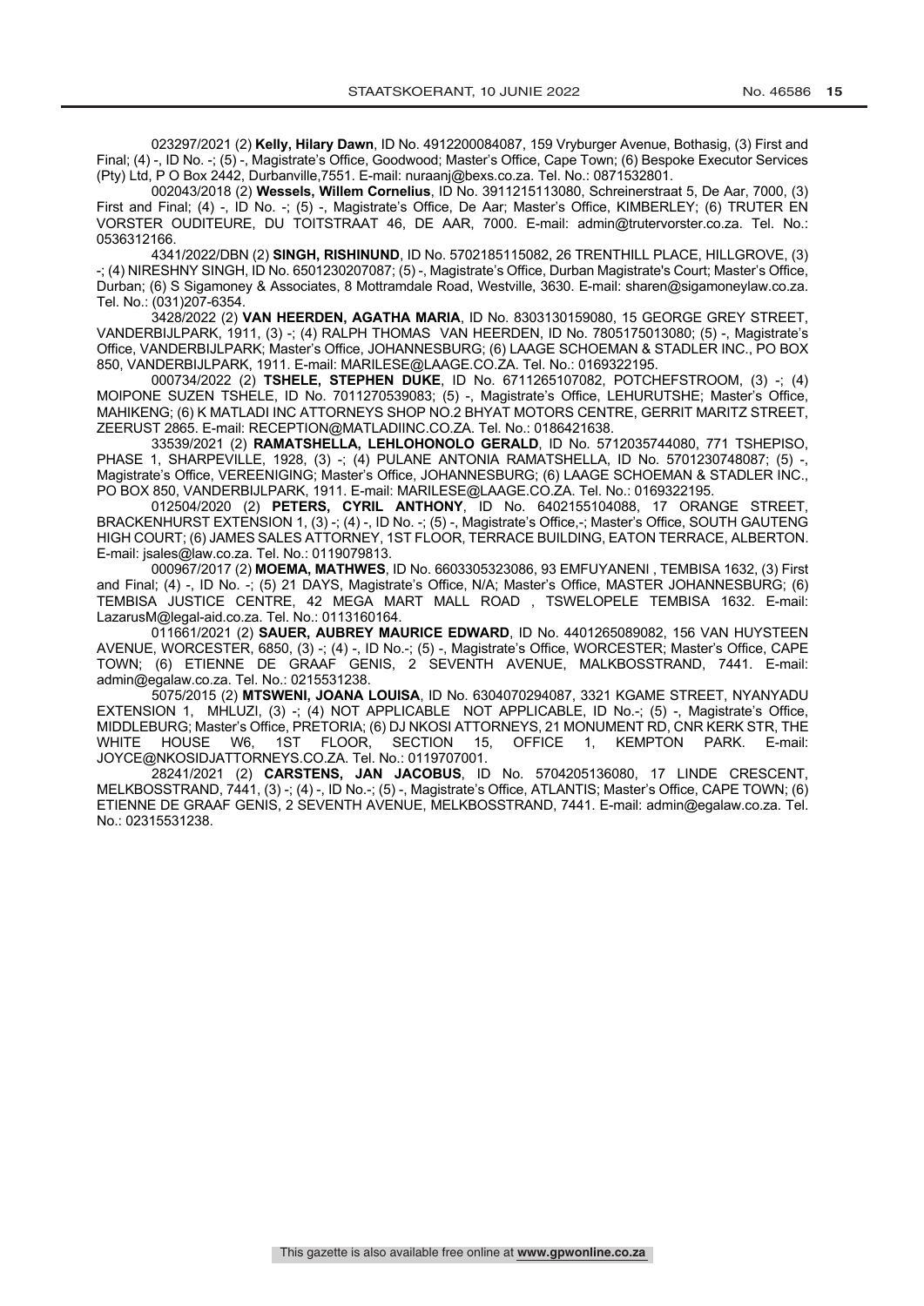023297/2021 (2) **Kelly, Hilary Dawn**, ID No. 4912200084087, 159 Vryburger Avenue, Bothasig, (3) First and Final; (4) -, ID No. -; (5) -, Magistrate's Office, Goodwood; Master's Office, Cape Town; (6) Bespoke Executor Services (Pty) Ltd, P O Box 2442, Durbanville,7551. E-mail: nuraanj@bexs.co.za. Tel. No.: 0871532801.

002043/2018 (2) **Wessels, Willem Cornelius**, ID No. 3911215113080, Schreinerstraat 5, De Aar, 7000, (3) First and Final; (4) -, ID No. -; (5) -, Magistrate's Office, De Aar; Master's Office, KIMBERLEY; (6) TRUTER EN VORSTER OUDITEURE, DU TOITSTRAAT 46, DE AAR, 7000. E-mail: admin@trutervorster.co.za. Tel. No.: 0536312166.

4341/2022/DBN (2) **SINGH, RISHINUND**, ID No. 5702185115082, 26 TRENTHILL PLACE, HILLGROVE, (3) -; (4) NIRESHNY SINGH, ID No. 6501230207087; (5) -, Magistrate's Office, Durban Magistrate's Court; Master's Office, Durban; (6) S Sigamoney & Associates, 8 Mottramdale Road, Westville, 3630. E-mail: sharen@sigamoneylaw.co.za. Tel. No.: (031)207-6354.

3428/2022 (2) **VAN HEERDEN, AGATHA MARIA**, ID No. 8303130159080, 15 GEORGE GREY STREET, VANDERBIJLPARK, 1911, (3) -; (4) RALPH THOMAS VAN HEERDEN, ID No. 7805175013080; (5) -, Magistrate's Office, VANDERBIJLPARK; Master's Office, JOHANNESBURG; (6) LAAGE SCHOEMAN & STADLER INC., PO BOX 850, VANDERBIJLPARK, 1911. E-mail: MARILESE@LAAGE.CO.ZA. Tel. No.: 0169322195.

000734/2022 (2) **TSHELE, STEPHEN DUKE**, ID No. 6711265107082, POTCHEFSTROOM, (3) -; (4) MOIPONE SUZEN TSHELE, ID No. 7011270539083; (5) -, Magistrate's Office, LEHURUTSHE; Master's Office, MAHIKENG; (6) K MATLADI INC ATTORNEYS SHOP NO.2 BHYAT MOTORS CENTRE, GERRIT MARITZ STREET, ZEERUST 2865. E-mail: RECEPTION@MATLADIINC.CO.ZA. Tel. No.: 0186421638.

33539/2021 (2) **RAMATSHELLA, LEHLOHONOLO GERALD**, ID No. 5712035744080, 771 TSHEPISO, PHASE 1, SHARPEVILLE, 1928, (3) -; (4) PULANE ANTONIA RAMATSHELLA, ID No. 5701230748087; (5) -, Magistrate's Office, VEREENIGING; Master's Office, JOHANNESBURG; (6) LAAGE SCHOEMAN & STADLER INC., PO BOX 850, VANDERBIJLPARK, 1911. E-mail: MARILESE@LAAGE.CO.ZA. Tel. No.: 0169322195.

012504/2020 (2) **PETERS, CYRIL ANTHONY**, ID No. 6402155104088, 17 ORANGE STREET, BRACKENHURST EXTENSION 1, (3) -; (4) -, ID No. -; (5) -, Magistrate's Office,-; Master's Office, SOUTH GAUTENG HIGH COURT; (6) JAMES SALES ATTORNEY, 1ST FLOOR, TERRACE BUILDING, EATON TERRACE, ALBERTON. E-mail: jsales@law.co.za. Tel. No.: 0119079813.

000967/2017 (2) **MOEMA, MATHWES**, ID No. 6603305323086, 93 EMFUYANENI , TEMBISA 1632, (3) First and Final; (4) -, ID No. -; (5) 21 DAYS, Magistrate's Office, N/A; Master's Office, MASTER JOHANNESBURG; (6) TEMBISA JUSTICE CENTRE, 42 MEGA MART MALL ROAD , TSWELOPELE TEMBISA 1632. E-mail: LazarusM@legal-aid.co.za. Tel. No.: 0113160164.

011661/2021 (2) **SAUER, AUBREY MAURICE EDWARD**, ID No. 4401265089082, 156 VAN HUYSTEEN AVENUE, WORCESTER, 6850, (3) -; (4) -, ID No.-; (5) -, Magistrate's Office, WORCESTER; Master's Office, CAPE TOWN; (6) ETIENNE DE GRAAF GENIS, 2 SEVENTH AVENUE, MALKBOSSTRAND, 7441. E-mail: admin@egalaw.co.za. Tel. No.: 0215531238.

5075/2015 (2) **MTSWENI, JOANA LOUISA**, ID No. 6304070294087, 3321 KGAME STREET, NYANYADU EXTENSION 1, MHLUZI, (3) -; (4) NOT APPLICABLE NOT APPLICABLE, ID No.-; (5) -, Magistrate's Office, MIDDLEBURG; Master's Office, PRETORIA; (6) DJ NKOSI ATTORNEYS, 21 MONUMENT RD, CNR KERK STR, THE WHITE HOUSE W6, 1ST FLOOR, SECTION 15, OFFICE 1, KEMPTON PARK. E-mail: JOYCE@NKOSIDJATTORNEYS.CO.ZA. Tel. No.: 0119707001.

28241/2021 (2) **CARSTENS, JAN JACOBUS**, ID No. 5704205136080, 17 LINDE CRESCENT, MELKBOSSTRAND, 7441, (3) -; (4) -, ID No.-; (5) -, Magistrate's Office, ATLANTIS; Master's Office, CAPE TOWN; (6) ETIENNE DE GRAAF GENIS, 2 SEVENTH AVENUE, MELKBOSSTRAND, 7441. E-mail: admin@egalaw.co.za. Tel. No.: 02315531238.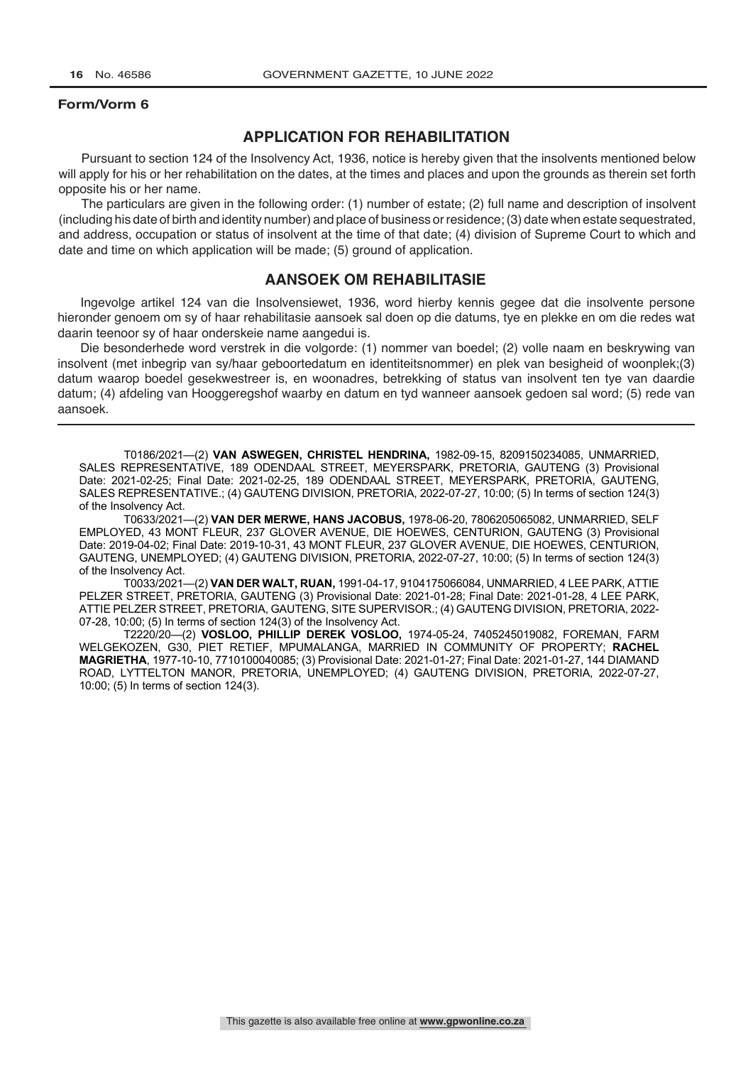**Form/Vorm 6**

## APPLICATION FOR REHABILITATION

Pursuant to section 124 of the Insolvency Act, 1936, notice is hereby given that the insolvents mentioned below will apply for his or her rehabilitation on the dates, at the times and places and upon the grounds as therein set forth opposite his or her name.

The particulars are given in the following order: (1) number of estate; (2) full name and description of insolvent (including his date of birth and identity number) and place of business or residence; (3) date when estate sequestrated, and address, occupation or status of insolvent at the time of that date; (4) division of Supreme Court to which and date and time on which application will be made; (5) ground of application.

## AANSOEK OM REHABILITASIE

Ingevolge artikel 124 van die Insolvensiewet, 1936, word hierby kennis gegee dat die insolvente persone hieronder genoem om sy of haar rehabilitasie aansoek sal doen op die datums, tye en plekke en om die redes wat daarin teenoor sy of haar onderskeie name aangedui is.

Die besonderhede word verstrek in die volgorde: (1) nommer van boedel; (2) volle naam en beskrywing van insolvent (met inbegrip van sy/haar geboortedatum en identiteitsnommer) en plek van besigheid of woonplek;(3) datum waarop boedel gesekwestreer is, en woonadres, betrekking of status van insolvent ten tye van daardie datum; (4) afdeling van Hooggeregshof waarby en datum en tyd wanneer aansoek gedoen sal word; (5) rede van aansoek.

---

T0186/2021—(2) **VAN ASWEGEN, CHRISTEL HENDRINA,** 1982-09-15, 8209150234085, UNMARRIED, SALES REPRESENTATIVE, 189 ODENDAAL STREET, MEYERSPARK, PRETORIA, GAUTENG (3) Provisional Date: 2021-02-25; Final Date: 2021-02-25, 189 ODENDAAL STREET, MEYERSPARK, PRETORIA, GAUTENG, SALES REPRESENTATIVE.; (4) GAUTENG DIVISION, PRETORIA, 2022-07-27, 10:00; (5) In terms of section 124(3) of the Insolvency Act.

T0633/2021—(2) **VAN DER MERWE, HANS JACOBUS,** 1978-06-20, 7806205065082, UNMARRIED, SELF EMPLOYED, 43 MONT FLEUR, 237 GLOVER AVENUE, DIE HOEWES, CENTURION, GAUTENG (3) Provisional Date: 2019-04-02; Final Date: 2019-10-31, 43 MONT FLEUR, 237 GLOVER AVENUE, DIE HOEWES, CENTURION, GAUTENG, UNEMPLOYED; (4) GAUTENG DIVISION, PRETORIA, 2022-07-27, 10:00; (5) In terms of section 124(3) of the Insolvency Act.

T0033/2021—(2) **VAN DER WALT, RUAN,** 1991-04-17, 9104175066084, UNMARRIED, 4 LEE PARK, ATTIE PELZER STREET, PRETORIA, GAUTENG (3) Provisional Date: 2021-01-28; Final Date: 2021-01-28, 4 LEE PARK, ATTIE PELZER STREET, PRETORIA, GAUTENG, SITE SUPERVISOR.; (4) GAUTENG DIVISION, PRETORIA, 2022-07-28, 10:00; (5) In terms of section 124(3) of the Insolvency Act.

T2220/20—(2) **VOSLOO, PHILLIP DEREK VOSLOO,** 1974-05-24, 7405245019082, FOREMAN, FARM WELGEKOZEN, G30, PIET RETIEF, MPUMALANGA, MARRIED IN COMMUNITY OF PROPERTY; **RACHEL MAGRIETHA**, 1977-10-10, 7710100040085; (3) Provisional Date: 2021-01-27; Final Date: 2021-01-27, 144 DIAMAND ROAD, LYTTELTON MANOR, PRETORIA, UNEMPLOYED; (4) GAUTENG DIVISION, PRETORIA, 2022-07-27, 10:00; (5) In terms of section 124(3).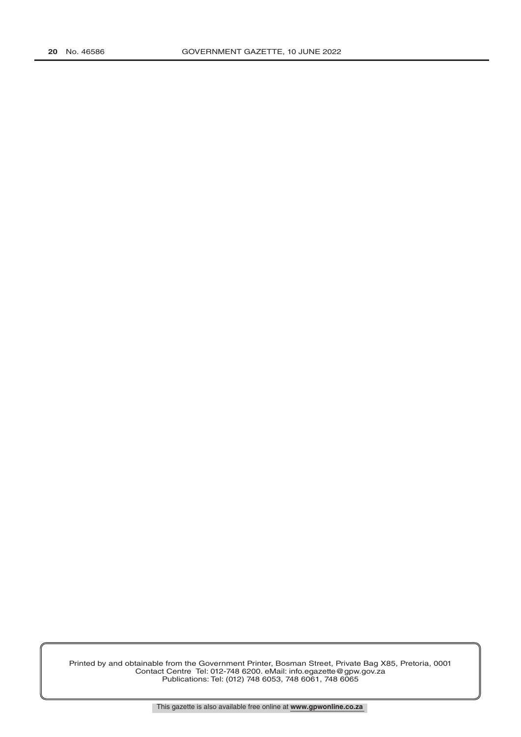Printed by and obtainable from the Government Printer, Bosman Street, Private Bag X85, Pretoria, 0001
Contact Centre Tel: 012-748 6200. eMail: info.egazette@gpw.gov.za
Publications: Tel: (012) 748 6053, 748 6061, 748 6065